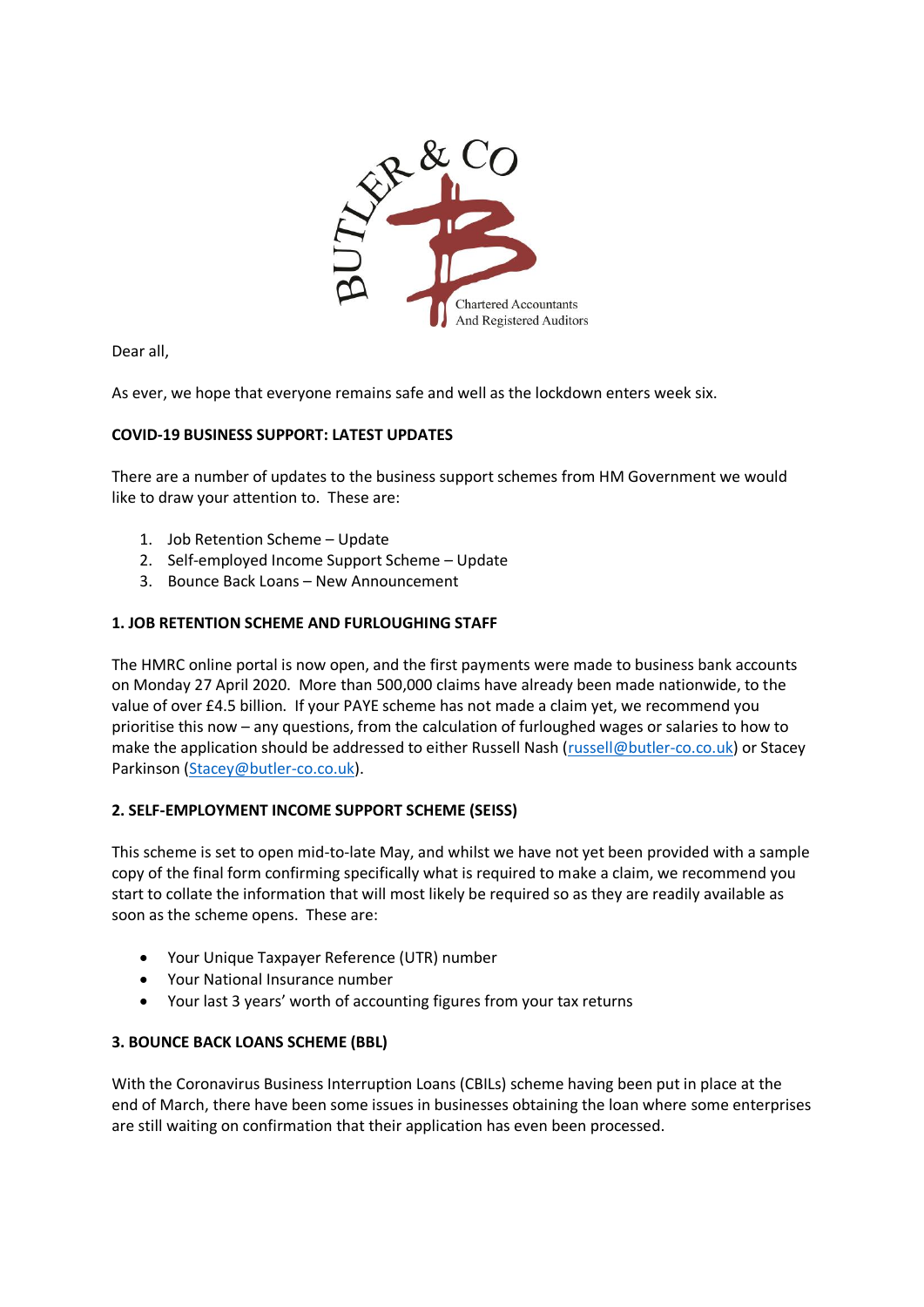Dear all,

As ever, we hope that everyone remains safe and well as the lockdown enters week six.

**COVID-19 BUSINESS SUPPORT: LATEST UPDATES**

There are a number of updates to the business support schemes from HM Government we would like to draw your attention to. These are:

1. Job Retention Scheme – Update
2. Self-employed Income Support Scheme – Update
3. Bounce Back Loans – New Announcement

**1. JOB RETENTION SCHEME AND FURLOUGHING STAFF**

The HMRC online portal is now open, and the first payments were made to business bank accounts on Monday 27 April 2020. More than 500,000 claims have already been made nationwide, to the value of over £4.5 billion. If your PAYE scheme has not made a claim yet, we recommend you prioritise this now – any questions, from the calculation of furloughed wages or salaries to how to make the application should be addressed to either Russell Nash (russell@butler-co.co.uk) or Stacey Parkinson (Stacey@butler-co.co.uk).

**2. SELF-EMPLOYMENT INCOME SUPPORT SCHEME (SEISS)**

This scheme is set to open mid-to-late May, and whilst we have not yet been provided with a sample copy of the final form confirming specifically what is required to make a claim, we recommend you start to collate the information that will most likely be required so as they are readily available as soon as the scheme opens. These are:

- Your Unique Taxpayer Reference (UTR) number
- Your National Insurance number
- Your last 3 years' worth of accounting figures from your tax returns

**3. BOUNCE BACK LOANS SCHEME (BBL)**

With the Coronavirus Business Interruption Loans (CBILs) scheme having been put in place at the end of March, there have been some issues in businesses obtaining the loan where some enterprises are still waiting on confirmation that their application has even been processed.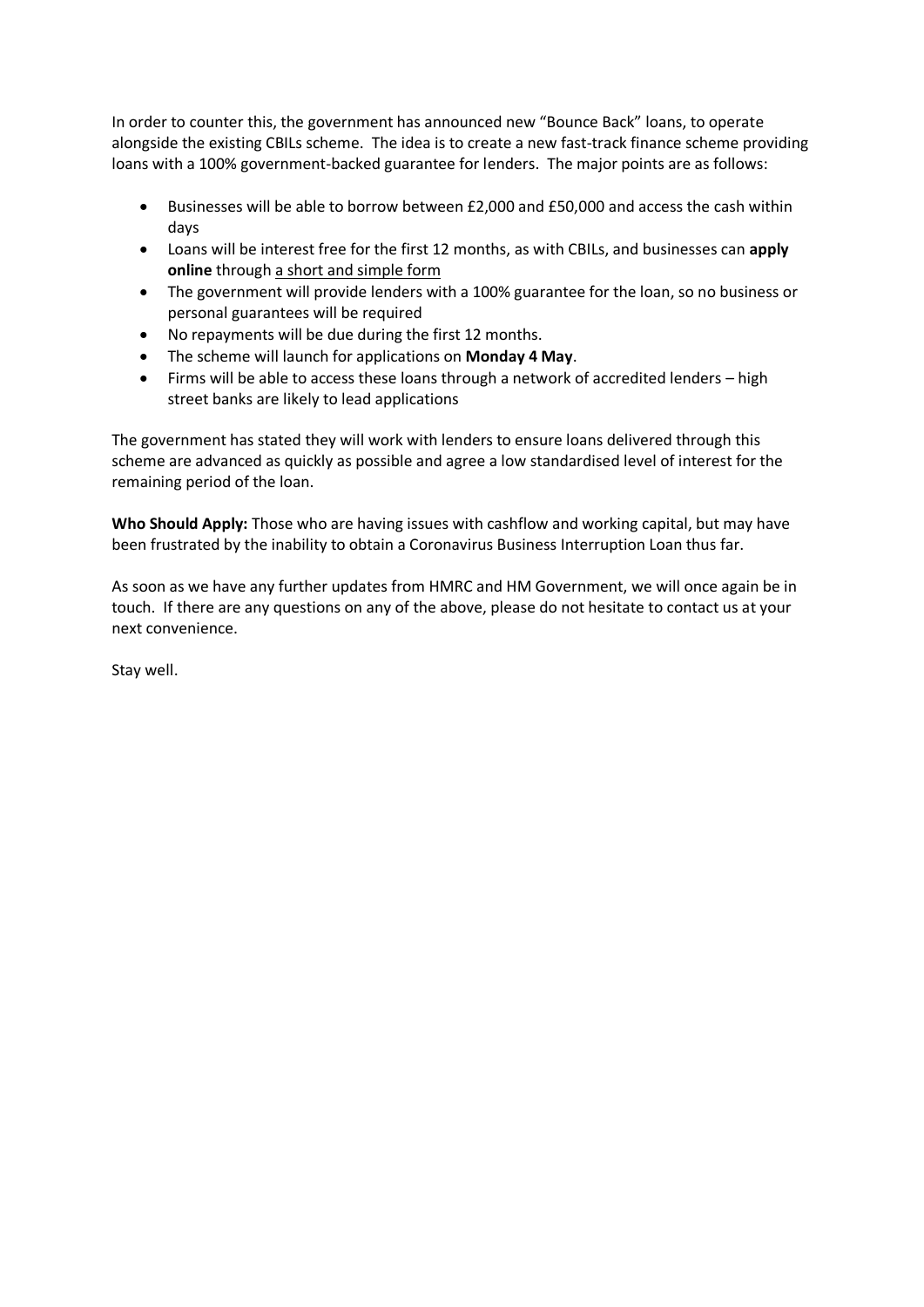In order to counter this, the government has announced new "Bounce Back" loans, to operate alongside the existing CBILs scheme. The idea is to create a new fast-track finance scheme providing loans with a 100% government-backed guarantee for lenders. The major points are as follows:

- Businesses will be able to borrow between £2,000 and £50,000 and access the cash within days
- Loans will be interest free for the first 12 months, as with CBILs, and businesses can **apply online** through a short and simple form
- The government will provide lenders with a 100% guarantee for the loan, so no business or personal guarantees will be required
- No repayments will be due during the first 12 months.
- The scheme will launch for applications on **Monday 4 May**.
- Firms will be able to access these loans through a network of accredited lenders – high street banks are likely to lead applications

The government has stated they will work with lenders to ensure loans delivered through this scheme are advanced as quickly as possible and agree a low standardised level of interest for the remaining period of the loan.

**Who Should Apply:** Those who are having issues with cashflow and working capital, but may have been frustrated by the inability to obtain a Coronavirus Business Interruption Loan thus far.

As soon as we have any further updates from HMRC and HM Government, we will once again be in touch. If there are any questions on any of the above, please do not hesitate to contact us at your next convenience.

Stay well.